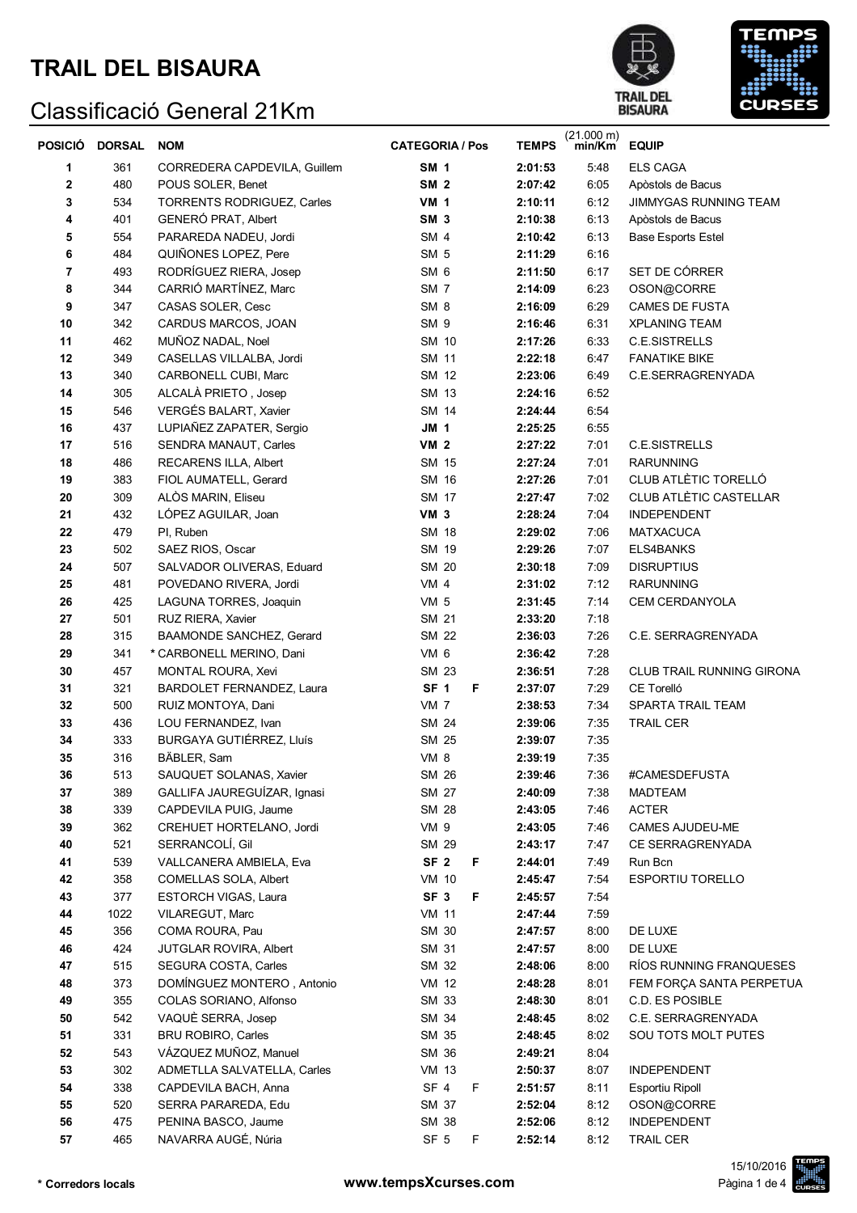# TRAIL DEL BISAURA

## Classificació General 21Km

| POSICIÓ | DORSAL | NOM | CATEGORIA / Pos | | TEMPS | (21.000 m) min/Km | EQUIP |
|---|---|---|---|---|---|---|---|
| 1 | 361 | CORREDERA CAPDEVILA, Guillem | **SM 1** | | 2:01:53 | 5:48 | ELS CAGA |
| 2 | 480 | POUS SOLER, Benet | **SM 2** | | 2:07:42 | 6:05 | Apòstols de Bacus |
| 3 | 534 | TORRENTS RODRIGUEZ, Carles | **VM 1** | | 2:10:11 | 6:12 | JIMMYGAS RUNNING TEAM |
| 4 | 401 | GENERÓ PRAT, Albert | **SM 3** | | 2:10:38 | 6:13 | Apòstols de Bacus |
| 5 | 554 | PARAREDA NADEU, Jordi | SM 4 | | 2:10:42 | 6:13 | Base Esports Estel |
| 6 | 484 | QUIÑONES LOPEZ, Pere | SM 5 | | 2:11:29 | 6:16 | |
| 7 | 493 | RODRÍGUEZ RIERA, Josep | SM 6 | | 2:11:50 | 6:17 | SET DE CÓRRER |
| 8 | 344 | CARRIÓ MARTÍNEZ, Marc | SM 7 | | 2:14:09 | 6:23 | OSON@CORRE |
| 9 | 347 | CASAS SOLER, Cesc | SM 8 | | 2:16:09 | 6:29 | CAMES DE FUSTA |
| 10 | 342 | CARDUS MARCOS, JOAN | SM 9 | | 2:16:46 | 6:31 | XPLANING TEAM |
| 11 | 462 | MUÑOZ NADAL, Noel | SM 10 | | 2:17:26 | 6:33 | C.E.SISTRELLS |
| 12 | 349 | CASELLAS VILLALBA, Jordi | SM 11 | | 2:22:18 | 6:47 | FANATIKE BIKE |
| 13 | 340 | CARBONELL CUBI, Marc | SM 12 | | 2:23:06 | 6:49 | C.E.SERRAGRENYADA |
| 14 | 305 | ALCALÀ PRIETO , Josep | SM 13 | | 2:24:16 | 6:52 | |
| 15 | 546 | VERGÉS BALART, Xavier | SM 14 | | 2:24:44 | 6:54 | |
| 16 | 437 | LUPIAÑEZ ZAPATER, Sergio | **JM 1** | | 2:25:25 | 6:55 | |
| 17 | 516 | SENDRA MANAUT, Carles | **VM 2** | | 2:27:22 | 7:01 | C.E.SISTRELLS |
| 18 | 486 | RECARENS ILLA, Albert | SM 15 | | 2:27:24 | 7:01 | RARUNNING |
| 19 | 383 | FIOL AUMATELL, Gerard | SM 16 | | 2:27:26 | 7:01 | CLUB ATLÈTIC TORELLÓ |
| 20 | 309 | ALÒS MARIN, Eliseu | SM 17 | | 2:27:47 | 7:02 | CLUB ATLÈTIC CASTELLAR |
| 21 | 432 | LÓPEZ AGUILAR, Joan | **VM 3** | | 2:28:24 | 7:04 | INDEPENDENT |
| 22 | 479 | PI, Ruben | SM 18 | | 2:29:02 | 7:06 | MATXACUCA |
| 23 | 502 | SAEZ RIOS, Oscar | SM 19 | | 2:29:26 | 7:07 | ELS4BANKS |
| 24 | 507 | SALVADOR OLIVERAS, Eduard | SM 20 | | 2:30:18 | 7:09 | DISRUPTIUS |
| 25 | 481 | POVEDANO RIVERA, Jordi | VM 4 | | 2:31:02 | 7:12 | RARUNNING |
| 26 | 425 | LAGUNA TORRES, Joaquin | VM 5 | | 2:31:45 | 7:14 | CEM CERDANYOLA |
| 27 | 501 | RUZ RIERA, Xavier | SM 21 | | 2:33:20 | 7:18 | |
| 28 | 315 | BAAMONDE SANCHEZ, Gerard | SM 22 | | 2:36:03 | 7:26 | C.E. SERRAGRENYADA |
| 29 | 341 | * CARBONELL MERINO, Dani | VM 6 | | 2:36:42 | 7:28 | |
| 30 | 457 | MONTAL ROURA, Xevi | SM 23 | | 2:36:51 | 7:28 | CLUB TRAIL RUNNING GIRONA |
| 31 | 321 | BARDOLET FERNANDEZ, Laura | **SF 1** | F | 2:37:07 | 7:29 | CE Torelló |
| 32 | 500 | RUIZ MONTOYA, Dani | VM 7 | | 2:38:53 | 7:34 | SPARTA TRAIL TEAM |
| 33 | 436 | LOU FERNANDEZ, Ivan | SM 24 | | 2:39:06 | 7:35 | TRAIL CER |
| 34 | 333 | BURGAYA GUTIÉRREZ, Lluís | SM 25 | | 2:39:07 | 7:35 | |
| 35 | 316 | BÄBLER, Sam | VM 8 | | 2:39:19 | 7:35 | |
| 36 | 513 | SAUQUET SOLANAS, Xavier | SM 26 | | 2:39:46 | 7:36 | #CAMESDEFUSTA |
| 37 | 389 | GALLIFA JAUREGUÍZAR, Ignasi | SM 27 | | 2:40:09 | 7:38 | MADTEAM |
| 38 | 339 | CAPDEVILA PUIG, Jaume | SM 28 | | 2:43:05 | 7:46 | ACTER |
| 39 | 362 | CREHUET HORTELANO, Jordi | VM 9 | | 2:43:05 | 7:46 | CAMES AJUDEU-ME |
| 40 | 521 | SERRANCOLÍ, Gil | SM 29 | | 2:43:17 | 7:47 | CE SERRAGRENYADA |
| 41 | 539 | VALLCANERA AMBIELA, Eva | **SF 2** | F | 2:44:01 | 7:49 | Run Bcn |
| 42 | 358 | COMELLAS SOLA, Albert | VM 10 | | 2:45:47 | 7:54 | ESPORTIU TORELLO |
| 43 | 377 | ESTORCH VIGAS, Laura | **SF 3** | F | 2:45:57 | 7:54 | |
| 44 | 1022 | VILAREGUT, Marc | VM 11 | | 2:47:44 | 7:59 | |
| 45 | 356 | COMA ROURA, Pau | SM 30 | | 2:47:57 | 8:00 | DE LUXE |
| 46 | 424 | JUTGLAR ROVIRA, Albert | SM 31 | | 2:47:57 | 8:00 | DE LUXE |
| 47 | 515 | SEGURA COSTA, Carles | SM 32 | | 2:48:06 | 8:00 | RÍOS RUNNING FRANQUESES |
| 48 | 373 | DOMÍNGUEZ MONTERO , Antonio | VM 12 | | 2:48:28 | 8:01 | FEM FORÇA SANTA PERPETUA |
| 49 | 355 | COLAS SORIANO, Alfonso | SM 33 | | 2:48:30 | 8:01 | C.D. ES POSIBLE |
| 50 | 542 | VAQUÈ SERRA, Josep | SM 34 | | 2:48:45 | 8:02 | C.E. SERRAGRENYADA |
| 51 | 331 | BRU ROBIRO, Carles | SM 35 | | 2:48:45 | 8:02 | SOU TOTS MOLT PUTES |
| 52 | 543 | VÁZQUEZ MUÑOZ, Manuel | SM 36 | | 2:49:21 | 8:04 | |
| 53 | 302 | ADMETLLA SALVATELLA, Carles | VM 13 | | 2:50:37 | 8:07 | INDEPENDENT |
| 54 | 338 | CAPDEVILA BACH, Anna | SF 4 | F | 2:51:57 | 8:11 | Esportiu Ripoll |
| 55 | 520 | SERRA PARAREDA, Edu | SM 37 | | 2:52:04 | 8:12 | OSON@CORRE |
| 56 | 475 | PENINA BASCO, Jaume | SM 38 | | 2:52:06 | 8:12 | INDEPENDENT |
| 57 | 465 | NAVARRA AUGÉ, Núria | SF 5 | F | 2:52:14 | 8:12 | TRAIL CER |

**\* Corredors locals**

**www.tempsXcurses.com**

15/10/2016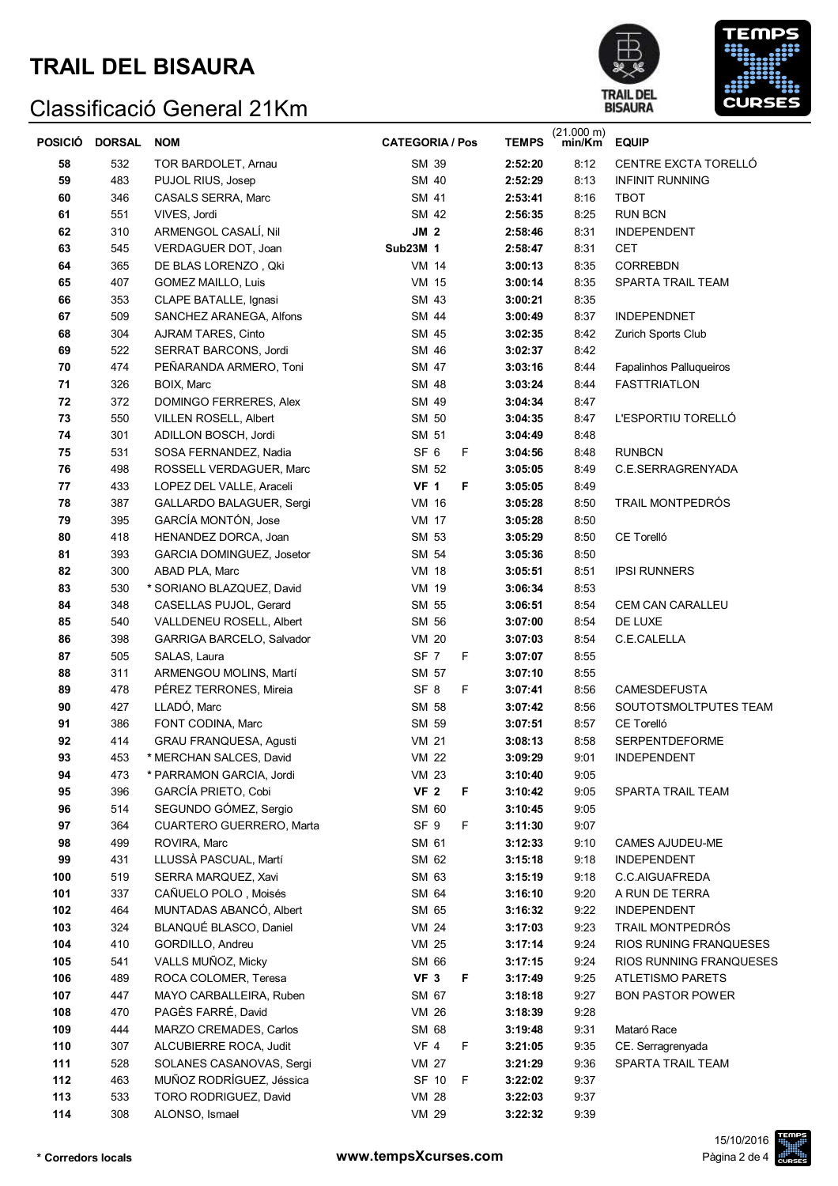# TRAIL DEL BISAURA

## Classificació General 21Km

| POSICIÓ | DORSAL | NOM | CATEGORIA / Pos | | TEMPS | (21.000 m) min/Km | EQUIP |
|---|---|---|---|---|---|---|---|
| 58 | 532 | TOR BARDOLET, Arnau | SM 39 | | 2:52:20 | 8:12 | CENTRE EXCTA TORELLÓ |
| 59 | 483 | PUJOL RIUS, Josep | SM 40 | | 2:52:29 | 8:13 | INFINIT RUNNING |
| 60 | 346 | CASALS SERRA, Marc | SM 41 | | 2:53:41 | 8:16 | TBOT |
| 61 | 551 | VIVES, Jordi | SM 42 | | 2:56:35 | 8:25 | RUN BCN |
| 62 | 310 | ARMENGOL CASALÍ, Nil | **JM 2** | | 2:58:46 | 8:31 | INDEPENDENT |
| 63 | 545 | VERDAGUER DOT, Joan | **Sub23M 1** | | 2:58:47 | 8:31 | CET |
| 64 | 365 | DE BLAS LORENZO , Qki | VM 14 | | 3:00:13 | 8:35 | CORREBDN |
| 65 | 407 | GOMEZ MAILLO, Luis | VM 15 | | 3:00:14 | 8:35 | SPARTA TRAIL TEAM |
| 66 | 353 | CLAPE BATALLE, Ignasi | SM 43 | | 3:00:21 | 8:35 | |
| 67 | 509 | SANCHEZ ARANEGA, Alfons | SM 44 | | 3:00:49 | 8:37 | INDEPENDNET |
| 68 | 304 | AJRAM TARES, Cinto | SM 45 | | 3:02:35 | 8:42 | Zurich Sports Club |
| 69 | 522 | SERRAT BARCONS, Jordi | SM 46 | | 3:02:37 | 8:42 | |
| 70 | 474 | PEÑARANDA ARMERO, Toni | SM 47 | | 3:03:16 | 8:44 | Fapalinhos Palluqueiros |
| 71 | 326 | BOIX, Marc | SM 48 | | 3:03:24 | 8:44 | FASTTRIATLON |
| 72 | 372 | DOMINGO FERRERES, Alex | SM 49 | | 3:04:34 | 8:47 | |
| 73 | 550 | VILLEN ROSELL, Albert | SM 50 | | 3:04:35 | 8:47 | L'ESPORTIU TORELLÓ |
| 74 | 301 | ADILLON BOSCH, Jordi | SM 51 | | 3:04:49 | 8:48 | |
| 75 | 531 | SOSA FERNANDEZ, Nadia | SF 6 | F | 3:04:56 | 8:48 | RUNBCN |
| 76 | 498 | ROSSELL VERDAGUER, Marc | SM 52 | | 3:05:05 | 8:49 | C.E.SERRAGRENYADA |
| 77 | 433 | LOPEZ DEL VALLE, Araceli | **VF 1** | **F** | 3:05:05 | 8:49 | |
| 78 | 387 | GALLARDO BALAGUER, Sergi | VM 16 | | 3:05:28 | 8:50 | TRAIL MONTPEDRÓS |
| 79 | 395 | GARCÍA MONTÓN, Jose | VM 17 | | 3:05:28 | 8:50 | |
| 80 | 418 | HENANDEZ DORCA, Joan | SM 53 | | 3:05:29 | 8:50 | CE Torelló |
| 81 | 393 | GARCIA DOMINGUEZ, Josetor | SM 54 | | 3:05:36 | 8:50 | |
| 82 | 300 | ABAD PLA, Marc | VM 18 | | 3:05:51 | 8:51 | IPSI RUNNERS |
| 83 | 530 | * SORIANO BLAZQUEZ, David | VM 19 | | 3:06:34 | 8:53 | |
| 84 | 348 | CASELLAS PUJOL, Gerard | SM 55 | | 3:06:51 | 8:54 | CEM CAN CARALLEU |
| 85 | 540 | VALLDENEU ROSELL, Albert | SM 56 | | 3:07:00 | 8:54 | DE LUXE |
| 86 | 398 | GARRIGA BARCELO, Salvador | VM 20 | | 3:07:03 | 8:54 | C.E.CALELLA |
| 87 | 505 | SALAS, Laura | SF 7 | F | 3:07:07 | 8:55 | |
| 88 | 311 | ARMENGOU MOLINS, Martí | SM 57 | | 3:07:10 | 8:55 | |
| 89 | 478 | PÉREZ TERRONES, Mireia | SF 8 | F | 3:07:41 | 8:56 | CAMESDEFUSTA |
| 90 | 427 | LLADÓ, Marc | SM 58 | | 3:07:42 | 8:56 | SOUTOTSMOLTPUTES TEAM |
| 91 | 386 | FONT CODINA, Marc | SM 59 | | 3:07:51 | 8:57 | CE Torelló |
| 92 | 414 | GRAU FRANQUESA, Agusti | VM 21 | | 3:08:13 | 8:58 | SERPENTDEFORME |
| 93 | 453 | * MERCHAN SALCES, David | VM 22 | | 3:09:29 | 9:01 | INDEPENDENT |
| 94 | 473 | * PARRAMON GARCIA, Jordi | VM 23 | | 3:10:40 | 9:05 | |
| 95 | 396 | GARCÍA PRIETO, Cobi | **VF 2** | **F** | 3:10:42 | 9:05 | SPARTA TRAIL TEAM |
| 96 | 514 | SEGUNDO GÓMEZ, Sergio | SM 60 | | 3:10:45 | 9:05 | |
| 97 | 364 | CUARTERO GUERRERO, Marta | SF 9 | F | 3:11:30 | 9:07 | |
| 98 | 499 | ROVIRA, Marc | SM 61 | | 3:12:33 | 9:10 | CAMES AJUDEU-ME |
| 99 | 431 | LLUSSÀ PASCUAL, Martí | SM 62 | | 3:15:18 | 9:18 | INDEPENDENT |
| 100 | 519 | SERRA MARQUEZ, Xavi | SM 63 | | 3:15:19 | 9:18 | C.C.AIGUAFREDA |
| 101 | 337 | CAÑUELO POLO , Moisés | SM 64 | | 3:16:10 | 9:20 | A RUN DE TERRA |
| 102 | 464 | MUNTADAS ABANCÓ, Albert | SM 65 | | 3:16:32 | 9:22 | INDEPENDENT |
| 103 | 324 | BLANQUÉ BLASCO, Daniel | VM 24 | | 3:17:03 | 9:23 | TRAIL MONTPEDRÓS |
| 104 | 410 | GORDILLO, Andreu | VM 25 | | 3:17:14 | 9:24 | RIOS RUNING FRANQUESES |
| 105 | 541 | VALLS MUÑOZ, Micky | SM 66 | | 3:17:15 | 9:24 | RIOS RUNNING FRANQUESES |
| 106 | 489 | ROCA COLOMER, Teresa | **VF 3** | **F** | 3:17:49 | 9:25 | ATLETISMO PARETS |
| 107 | 447 | MAYO CARBALLEIRA, Ruben | SM 67 | | 3:18:18 | 9:27 | BON PASTOR POWER |
| 108 | 470 | PAGÈS FARRÉ, David | VM 26 | | 3:18:39 | 9:28 | |
| 109 | 444 | MARZO CREMADES, Carlos | SM 68 | | 3:19:48 | 9:31 | Mataró Race |
| 110 | 307 | ALCUBIERRE ROCA, Judit | VF 4 | F | 3:21:05 | 9:35 | CE. Serragrenyada |
| 111 | 528 | SOLANES CASANOVAS, Sergi | VM 27 | | 3:21:29 | 9:36 | SPARTA TRAIL TEAM |
| 112 | 463 | MUÑOZ RODRÍGUEZ, Jéssica | SF 10 | F | 3:22:02 | 9:37 | |
| 113 | 533 | TORO RODRIGUEZ, David | VM 28 | | 3:22:03 | 9:37 | |
| 114 | 308 | ALONSO, Ismael | VM 29 | | 3:22:32 | 9:39 | |

**\* Corredors locals**

**www.tempsXcurses.com**

15/10/2016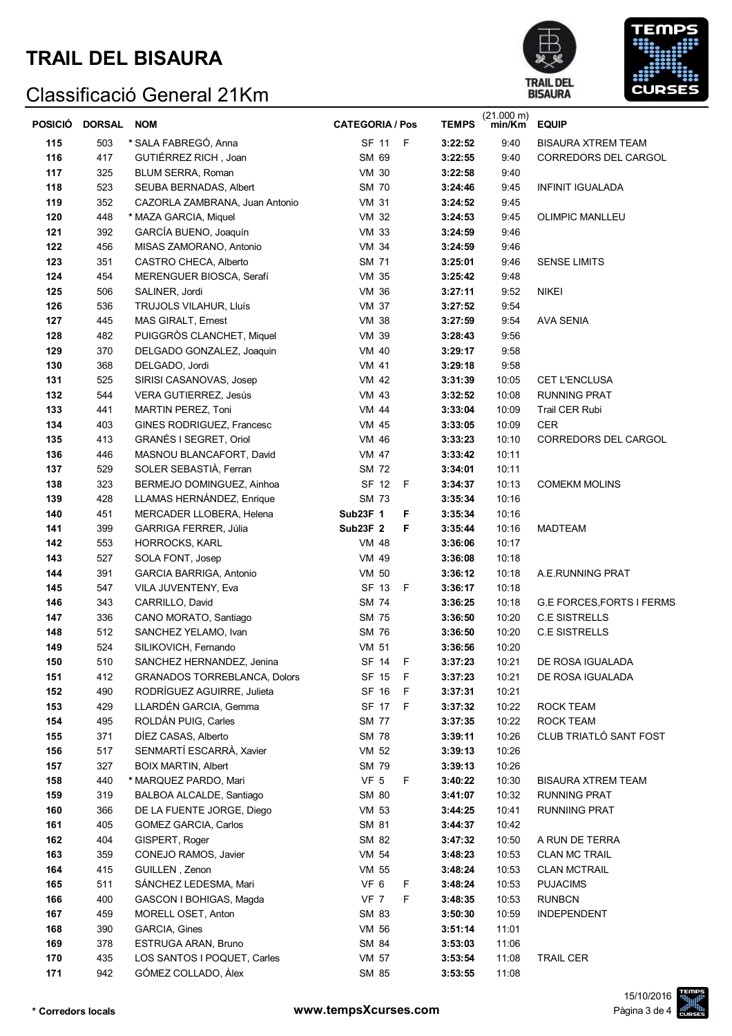# TRAIL DEL BISAURA

## Classificació General 21Km

| POSICIÓ | DORSAL | NOM | CATEGORIA / Pos | | TEMPS | (21.000 m) min/Km | EQUIP |
|---|---|---|---|---|---|---|---|
| 115 | 503 | * SALA FABREGÓ, Anna | SF 11 | F | 3:22:52 | 9:40 | BISAURA XTREM TEAM |
| 116 | 417 | GUTIÉRREZ RICH , Joan | SM 69 | | 3:22:55 | 9:40 | CORREDORS DEL CARGOL |
| 117 | 325 | BLUM SERRA, Roman | VM 30 | | 3:22:58 | 9:40 | |
| 118 | 523 | SEUBA BERNADAS, Albert | SM 70 | | 3:24:46 | 9:45 | INFINIT IGUALADA |
| 119 | 352 | CAZORLA ZAMBRANA, Juan Antonio | VM 31 | | 3:24:52 | 9:45 | |
| 120 | 448 | * MAZA GARCIA, Miquel | VM 32 | | 3:24:53 | 9:45 | OLIMPIC MANLLEU |
| 121 | 392 | GARCÍA BUENO, Joaquín | VM 33 | | 3:24:59 | 9:46 | |
| 122 | 456 | MISAS ZAMORANO, Antonio | VM 34 | | 3:24:59 | 9:46 | |
| 123 | 351 | CASTRO CHECA, Alberto | SM 71 | | 3:25:01 | 9:46 | SENSE LIMITS |
| 124 | 454 | MERENGUER BIOSCA, Serafí | VM 35 | | 3:25:42 | 9:48 | |
| 125 | 506 | SALINER, Jordi | VM 36 | | 3:27:11 | 9:52 | NIKEI |
| 126 | 536 | TRUJOLS VILAHUR, Lluís | VM 37 | | 3:27:52 | 9:54 | |
| 127 | 445 | MAS GIRALT, Ernest | VM 38 | | 3:27:59 | 9:54 | AVA SENIA |
| 128 | 482 | PUIGGRÒS CLANCHET, Miquel | VM 39 | | 3:28:43 | 9:56 | |
| 129 | 370 | DELGADO GONZALEZ, Joaquin | VM 40 | | 3:29:17 | 9:58 | |
| 130 | 368 | DELGADO, Jordi | VM 41 | | 3:29:18 | 9:58 | |
| 131 | 525 | SIRISI CASANOVAS, Josep | VM 42 | | 3:31:39 | 10:05 | CET L'ENCLUSA |
| 132 | 544 | VERA GUTIERREZ, Jesús | VM 43 | | 3:32:52 | 10:08 | RUNNING PRAT |
| 133 | 441 | MARTIN PEREZ, Toni | VM 44 | | 3:33:04 | 10:09 | Trail CER Rubi |
| 134 | 403 | GINES RODRIGUEZ, Francesc | VM 45 | | 3:33:05 | 10:09 | CER |
| 135 | 413 | GRANÉS I SEGRET, Oriol | VM 46 | | 3:33:23 | 10:10 | CORREDORS DEL CARGOL |
| 136 | 446 | MASNOU BLANCAFORT, David | VM 47 | | 3:33:42 | 10:11 | |
| 137 | 529 | SOLER SEBASTIÀ, Ferran | SM 72 | | 3:34:01 | 10:11 | |
| 138 | 323 | BERMEJO DOMINGUEZ, Ainhoa | SF 12 | F | 3:34:37 | 10:13 | COMEKM MOLINS |
| 139 | 428 | LLAMAS HERNÁNDEZ, Enrique | SM 73 | | 3:35:34 | 10:16 | |
| 140 | 451 | MERCADER LLOBERA, Helena | Sub23F 1 | F | 3:35:34 | 10:16 | |
| 141 | 399 | GARRIGA FERRER, Júlia | Sub23F 2 | F | 3:35:44 | 10:16 | MADTEAM |
| 142 | 553 | HORROCKS, KARL | VM 48 | | 3:36:06 | 10:17 | |
| 143 | 527 | SOLA FONT, Josep | VM 49 | | 3:36:08 | 10:18 | |
| 144 | 391 | GARCIA BARRIGA, Antonio | VM 50 | | 3:36:12 | 10:18 | A.E.RUNNING PRAT |
| 145 | 547 | VILA JUVENTENY, Eva | SF 13 | F | 3:36:17 | 10:18 | |
| 146 | 343 | CARRILLO, David | SM 74 | | 3:36:25 | 10:18 | G.E FORCES,FORTS I FERMS |
| 147 | 336 | CANO MORATO, Santiago | SM 75 | | 3:36:50 | 10:20 | C.E SISTRELLS |
| 148 | 512 | SANCHEZ YELAMO, Ivan | SM 76 | | 3:36:50 | 10:20 | C.E SISTRELLS |
| 149 | 524 | SILIKOVICH, Fernando | VM 51 | | 3:36:56 | 10:20 | |
| 150 | 510 | SANCHEZ HERNANDEZ, Jenina | SF 14 | F | 3:37:23 | 10:21 | DE ROSA IGUALADA |
| 151 | 412 | GRANADOS TORREBLANCA, Dolors | SF 15 | F | 3:37:23 | 10:21 | DE ROSA IGUALADA |
| 152 | 490 | RODRÍGUEZ AGUIRRE, Julieta | SF 16 | F | 3:37:31 | 10:21 | |
| 153 | 429 | LLARDÉN GARCIA, Gemma | SF 17 | F | 3:37:32 | 10:22 | ROCK TEAM |
| 154 | 495 | ROLDÁN PUIG, Carles | SM 77 | | 3:37:35 | 10:22 | ROCK TEAM |
| 155 | 371 | DÍEZ CASAS, Alberto | SM 78 | | 3:39:11 | 10:26 | CLUB TRIATLÓ SANT FOST |
| 156 | 517 | SENMARTÍ ESCARRÀ, Xavier | VM 52 | | 3:39:13 | 10:26 | |
| 157 | 327 | BOIX MARTIN, Albert | SM 79 | | 3:39:13 | 10:26 | |
| 158 | 440 | * MARQUEZ PARDO, Mari | VF 5 | F | 3:40:22 | 10:30 | BISAURA XTREM TEAM |
| 159 | 319 | BALBOA ALCALDE, Santiago | SM 80 | | 3:41:07 | 10:32 | RUNNING PRAT |
| 160 | 366 | DE LA FUENTE JORGE, Diego | VM 53 | | 3:44:25 | 10:41 | RUNNIING PRAT |
| 161 | 405 | GOMEZ GARCIA, Carlos | SM 81 | | 3:44:37 | 10:42 | |
| 162 | 404 | GISPERT, Roger | SM 82 | | 3:47:32 | 10:50 | A RUN DE TERRA |
| 163 | 359 | CONEJO RAMOS, Javier | VM 54 | | 3:48:23 | 10:53 | CLAN MC TRAIL |
| 164 | 415 | GUILLEN , Zenon | VM 55 | | 3:48:24 | 10:53 | CLAN MCTRAIL |
| 165 | 511 | SÁNCHEZ LEDESMA, Mari | VF 6 | F | 3:48:24 | 10:53 | PUJACIMS |
| 166 | 400 | GASCON I BOHIGAS, Magda | VF 7 | F | 3:48:35 | 10:53 | RUNBCN |
| 167 | 459 | MORELL OSET, Anton | SM 83 | | 3:50:30 | 10:59 | INDEPENDENT |
| 168 | 390 | GARCIA, Gines | VM 56 | | 3:51:14 | 11:01 | |
| 169 | 378 | ESTRUGA ARAN, Bruno | SM 84 | | 3:53:03 | 11:06 | |
| 170 | 435 | LOS SANTOS I POQUET, Carles | VM 57 | | 3:53:54 | 11:08 | TRAIL CER |
| 171 | 942 | GÓMEZ COLLADO, Àlex | SM 85 | | 3:53:55 | 11:08 | |

**\* Corredors locals**

www.tempsXcurses.com

15/10/2016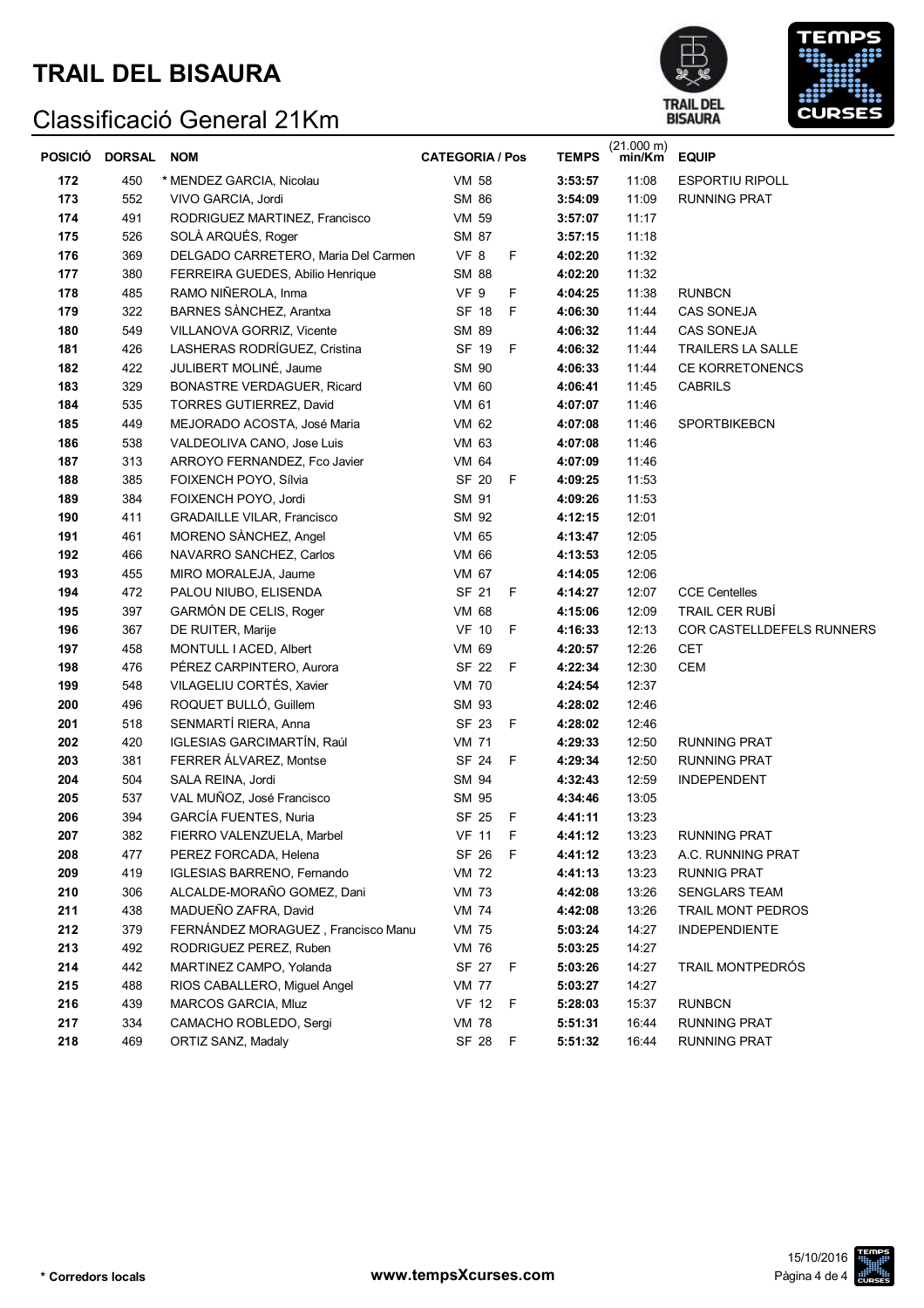# TRAIL DEL BISAURA

## Classificació General 21Km

| POSICIÓ | DORSAL | NOM | CATEGORIA / Pos | | TEMPS | (21.000 m) min/Km | EQUIP |
|---|---|---|---|---|---|---|---|
| 172 | 450 | * MENDEZ GARCIA, Nicolau | VM 58 | | **3:53:57** | 11:08 | ESPORTIU RIPOLL |
| 173 | 552 | VIVO GARCIA, Jordi | SM 86 | | **3:54:09** | 11:09 | RUNNING PRAT |
| 174 | 491 | RODRIGUEZ MARTINEZ, Francisco | VM 59 | | **3:57:07** | 11:17 | |
| 175 | 526 | SOLÀ ARQUÉS, Roger | SM 87 | | **3:57:15** | 11:18 | |
| 176 | 369 | DELGADO CARRETERO, Maria Del Carmen | VF 8 | F | **4:02:20** | 11:32 | |
| 177 | 380 | FERREIRA GUEDES, Abilio Henrique | SM 88 | | **4:02:20** | 11:32 | |
| 178 | 485 | RAMO NIÑEROLA, Inma | VF 9 | F | **4:04:25** | 11:38 | RUNBCN |
| 179 | 322 | BARNES SÀNCHEZ, Arantxa | SF 18 | F | **4:06:30** | 11:44 | CAS SONEJA |
| 180 | 549 | VILLANOVA GORRIZ, Vicente | SM 89 | | **4:06:32** | 11:44 | CAS SONEJA |
| 181 | 426 | LASHERAS RODRÍGUEZ, Cristina | SF 19 | F | **4:06:32** | 11:44 | TRAILERS LA SALLE |
| 182 | 422 | JULIBERT MOLINÉ, Jaume | SM 90 | | **4:06:33** | 11:44 | CE KORRETONENCS |
| 183 | 329 | BONASTRE VERDAGUER, Ricard | VM 60 | | **4:06:41** | 11:45 | CABRILS |
| 184 | 535 | TORRES GUTIERREZ, David | VM 61 | | **4:07:07** | 11:46 | |
| 185 | 449 | MEJORADO ACOSTA, José Maria | VM 62 | | **4:07:08** | 11:46 | SPORTBIKEBCN |
| 186 | 538 | VALDEOLIVA CANO, Jose Luis | VM 63 | | **4:07:08** | 11:46 | |
| 187 | 313 | ARROYO FERNANDEZ, Fco Javier | VM 64 | | **4:07:09** | 11:46 | |
| 188 | 385 | FOIXENCH POYO, Sílvia | SF 20 | F | **4:09:25** | 11:53 | |
| 189 | 384 | FOIXENCH POYO, Jordi | SM 91 | | **4:09:26** | 11:53 | |
| 190 | 411 | GRADAILLE VILAR, Francisco | SM 92 | | **4:12:15** | 12:01 | |
| 191 | 461 | MORENO SÀNCHEZ, Angel | VM 65 | | **4:13:47** | 12:05 | |
| 192 | 466 | NAVARRO SANCHEZ, Carlos | VM 66 | | **4:13:53** | 12:05 | |
| 193 | 455 | MIRO MORALEJA, Jaume | VM 67 | | **4:14:05** | 12:06 | |
| 194 | 472 | PALOU NIUBO, ELISENDA | SF 21 | F | **4:14:27** | 12:07 | CCE Centelles |
| 195 | 397 | GARMÓN DE CELIS, Roger | VM 68 | | **4:15:06** | 12:09 | TRAIL CER RUBÍ |
| 196 | 367 | DE RUITER, Marije | VF 10 | F | **4:16:33** | 12:13 | COR CASTELLDEFELS RUNNERS |
| 197 | 458 | MONTULL I ACED, Albert | VM 69 | | **4:20:57** | 12:26 | CET |
| 198 | 476 | PÉREZ CARPINTERO, Aurora | SF 22 | F | **4:22:34** | 12:30 | CEM |
| 199 | 548 | VILAGELIU CORTÉS, Xavier | VM 70 | | **4:24:54** | 12:37 | |
| 200 | 496 | ROQUET BULLÓ, Guillem | SM 93 | | **4:28:02** | 12:46 | |
| 201 | 518 | SENMARTÍ RIERA, Anna | SF 23 | F | **4:28:02** | 12:46 | |
| 202 | 420 | IGLESIAS GARCIMARTÍN, Raúl | VM 71 | | **4:29:33** | 12:50 | RUNNING PRAT |
| 203 | 381 | FERRER ÁLVAREZ, Montse | SF 24 | F | **4:29:34** | 12:50 | RUNNING PRAT |
| 204 | 504 | SALA REINA, Jordi | SM 94 | | **4:32:43** | 12:59 | INDEPENDENT |
| 205 | 537 | VAL MUÑOZ, José Francisco | SM 95 | | **4:34:46** | 13:05 | |
| 206 | 394 | GARCÍA FUENTES, Nuria | SF 25 | F | **4:41:11** | 13:23 | |
| 207 | 382 | FIERRO VALENZUELA, Marbel | VF 11 | F | **4:41:12** | 13:23 | RUNNING PRAT |
| 208 | 477 | PEREZ FORCADA, Helena | SF 26 | F | **4:41:12** | 13:23 | A.C. RUNNING PRAT |
| 209 | 419 | IGLESIAS BARRENO, Fernando | VM 72 | | **4:41:13** | 13:23 | RUNNIG PRAT |
| 210 | 306 | ALCALDE-MORAÑO GOMEZ, Dani | VM 73 | | **4:42:08** | 13:26 | SENGLARS TEAM |
| 211 | 438 | MADUEÑO ZAFRA, David | VM 74 | | **4:42:08** | 13:26 | TRAIL MONT PEDROS |
| 212 | 379 | FERNÁNDEZ MORAGUEZ , Francisco Manu | VM 75 | | **5:03:24** | 14:27 | INDEPENDIENTE |
| 213 | 492 | RODRIGUEZ PEREZ, Ruben | VM 76 | | **5:03:25** | 14:27 | |
| 214 | 442 | MARTINEZ CAMPO, Yolanda | SF 27 | F | **5:03:26** | 14:27 | TRAIL MONTPEDRÓS |
| 215 | 488 | RIOS CABALLERO, Miguel Angel | VM 77 | | **5:03:27** | 14:27 | |
| 216 | 439 | MARCOS GARCIA, Mluz | VF 12 | F | **5:28:03** | 15:37 | RUNBCN |
| 217 | 334 | CAMACHO ROBLEDO, Sergi | VM 78 | | **5:51:31** | 16:44 | RUNNING PRAT |
| 218 | 469 | ORTIZ SANZ, Madaly | SF 28 | F | **5:51:32** | 16:44 | RUNNING PRAT |

**\* Corredors locals**

**www.tempsXcurses.com**

15/10/2016